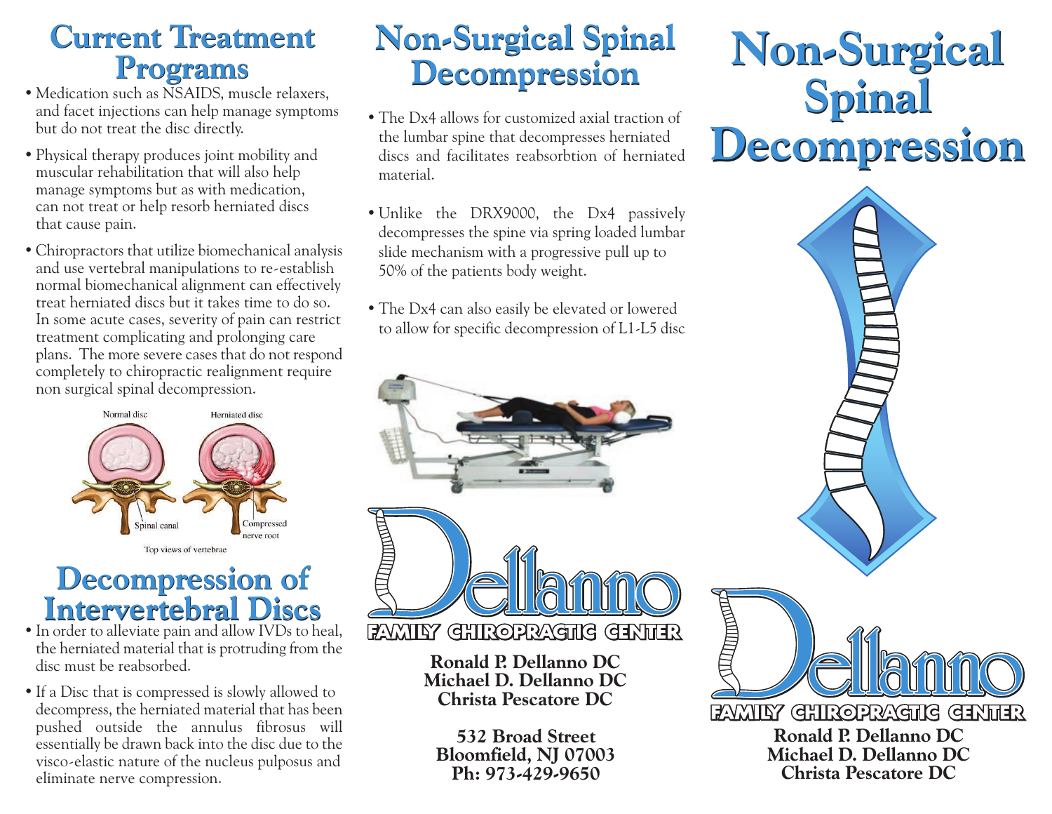## Current Treatment Programs

- Medication such as NSAIDS, muscle relaxers, and facet injections can help manage symptoms but do not treat the disc directly.
- Physical therapy produces joint mobility and muscular rehabilitation that will also help manage symptoms but as with medication, can not treat or help resorb herniated discs that cause pain.
- Chiropractors that utilize biomechanical analysis and use vertebral manipulations to re-establish normal biomechanical alignment can effectively treat herniated discs but it takes time to do so. In some acute cases, severity of pain can restrict treatment complicating and prolonging care plans. The more severe cases that do not respond completely to chiropractic realignment require non surgical spinal decompression.

Normal disc — Herniated disc — Spinal canal — Compressed nerve root

Top views of vertebrae

## Decompression of Intervertebral Discs

- In order to alleviate pain and allow IVDs to heal, the herniated material that is protruding from the disc must be reabsorbed.
- If a Disc that is compressed is slowly allowed to decompress, the herniated material that has been pushed outside the annulus fibrosus will essentially be drawn back into the disc due to the visco-elastic nature of the nucleus pulposus and eliminate nerve compression.

## Non-Surgical Spinal Decompression

- The Dx4 allows for customized axial traction of the lumbar spine that decompresses herniated discs and facilitates reabsorbtion of herniated material.
- Unlike the DRX9000, the Dx4 passively decompresses the spine via spring loaded lumbar slide mechanism with a progressive pull up to 50% of the patients body weight.
- The Dx4 can also easily be elevated or lowered to allow for specific decompression of L1-L5 disc

**Dellanno FAMILY CHIROPRACTIC CENTER**

**Ronald P. Dellanno DC**
**Michael D. Dellanno DC**
**Christa Pescatore DC**

**532 Broad Street**
**Bloomfield, NJ 07003**
**Ph: 973-429-9650**

# Non-Surgical Spinal Decompression

**Dellanno FAMILY CHIROPRACTIC CENTER**

**Ronald P. Dellanno DC**
**Michael D. Dellanno DC**
**Christa Pescatore DC**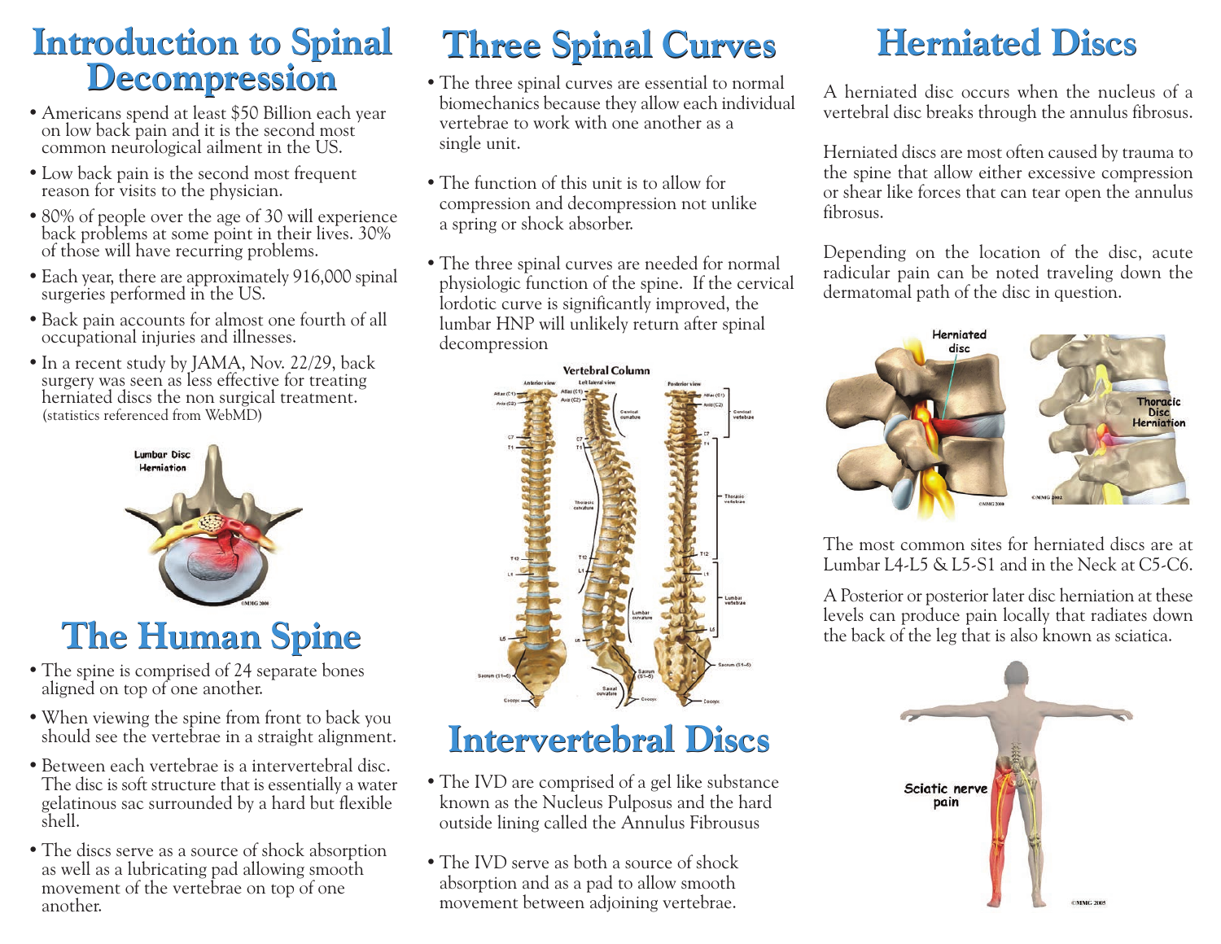# Introduction to Spinal Decompression

- Americans spend at least $50 Billion each year on low back pain and it is the second most common neurological ailment in the US.
- Low back pain is the second most frequent reason for visits to the physician.
- 80% of people over the age of 30 will experience back problems at some point in their lives. 30% of those will have recurring problems.
- Each year, there are approximately 916,000 spinal surgeries performed in the US.
- Back pain accounts for almost one fourth of all occupational injuries and illnesses.
- In a recent study by JAMA, Nov. 22/29, back surgery was seen as less effective for treating herniated discs the non surgical treatment. (statistics referenced from WebMD)

Lumbar Disc Herniation

# The Human Spine

- The spine is comprised of 24 separate bones aligned on top of one another.
- When viewing the spine from front to back you should see the vertebrae in a straight alignment.
- Between each vertebrae is a intervertebral disc. The disc is soft structure that is essentially a water gelatinous sac surrounded by a hard but flexible shell.
- The discs serve as a source of shock absorption as well as a lubricating pad allowing smooth movement of the vertebrae on top of one another.

# Three Spinal Curves

- The three spinal curves are essential to normal biomechanics because they allow each individual vertebrae to work with one another as a single unit.
- The function of this unit is to allow for compression and decompression not unlike a spring or shock absorber.
- The three spinal curves are needed for normal physiologic function of the spine. If the cervical lordotic curve is significantly improved, the lumbar HNP will unlikely return after spinal decompression

Vertebral Column

# Intervertebral Discs

- The IVD are comprised of a gel like substance known as the Nucleus Pulposus and the hard outside lining called the Annulus Fibrousus
- The IVD serve as both a source of shock absorption and as a pad to allow smooth movement between adjoining vertebrae.

# Herniated Discs

A herniated disc occurs when the nucleus of a vertebral disc breaks through the annulus fibrosus.

Herniated discs are most often caused by trauma to the spine that allow either excessive compression or shear like forces that can tear open the annulus fibrosus.

Depending on the location of the disc, acute radicular pain can be noted traveling down the dermatomal path of the disc in question.

Herniated disc

Thoracic Disc Herniation

The most common sites for herniated discs are at Lumbar L4-L5 & L5-S1 and in the Neck at C5-C6.

A Posterior or posterior later disc herniation at these levels can produce pain locally that radiates down the back of the leg that is also known as sciatica.

Sciatic nerve pain